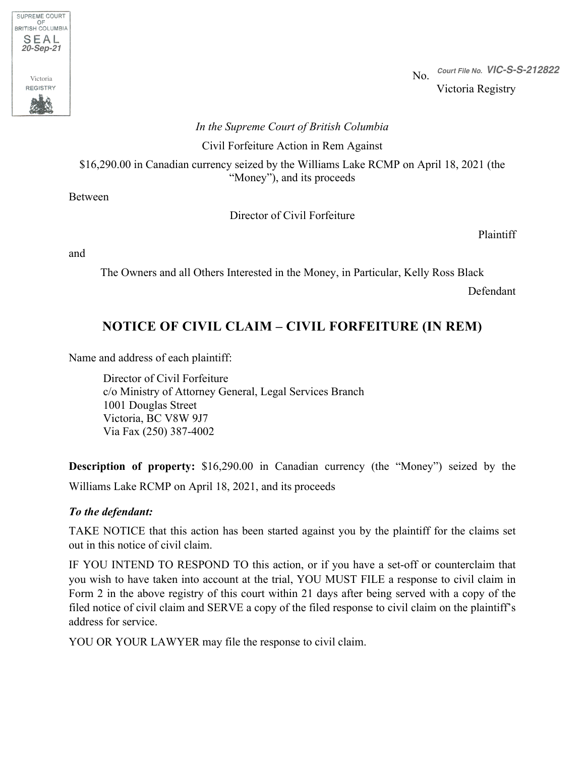SUPREME COURT OF BRITISH COLUMBIA SEAL 20-Sep-21 Victoria REGISTRY

No. Court File No. VIC-S-S-212822

Victoria Registry

*In the Supreme Court of British Columbia*

Civil Forfeiture Action in Rem Against

$16,290.00 in Canadian currency seized by the Williams Lake RCMP on April 18, 2021 (the "Money"), and its proceeds

Between

Director of Civil Forfeiture

Plaintiff

and

The Owners and all Others Interested in the Money, in Particular, Kelly Ross Black

Defendant

# NOTICE OF CIVIL CLAIM – CIVIL FORFEITURE (IN REM)

Name and address of each plaintiff:

Director of Civil Forfeiture
c/o Ministry of Attorney General, Legal Services Branch
1001 Douglas Street
Victoria, BC V8W 9J7
Via Fax (250) 387-4002

**Description of property:** $16,290.00 in Canadian currency (the "Money") seized by the Williams Lake RCMP on April 18, 2021, and its proceeds

***To the defendant:***

TAKE NOTICE that this action has been started against you by the plaintiff for the claims set out in this notice of civil claim.

IF YOU INTEND TO RESPOND TO this action, or if you have a set-off or counterclaim that you wish to have taken into account at the trial, YOU MUST FILE a response to civil claim in Form 2 in the above registry of this court within 21 days after being served with a copy of the filed notice of civil claim and SERVE a copy of the filed response to civil claim on the plaintiff's address for service.

YOU OR YOUR LAWYER may file the response to civil claim.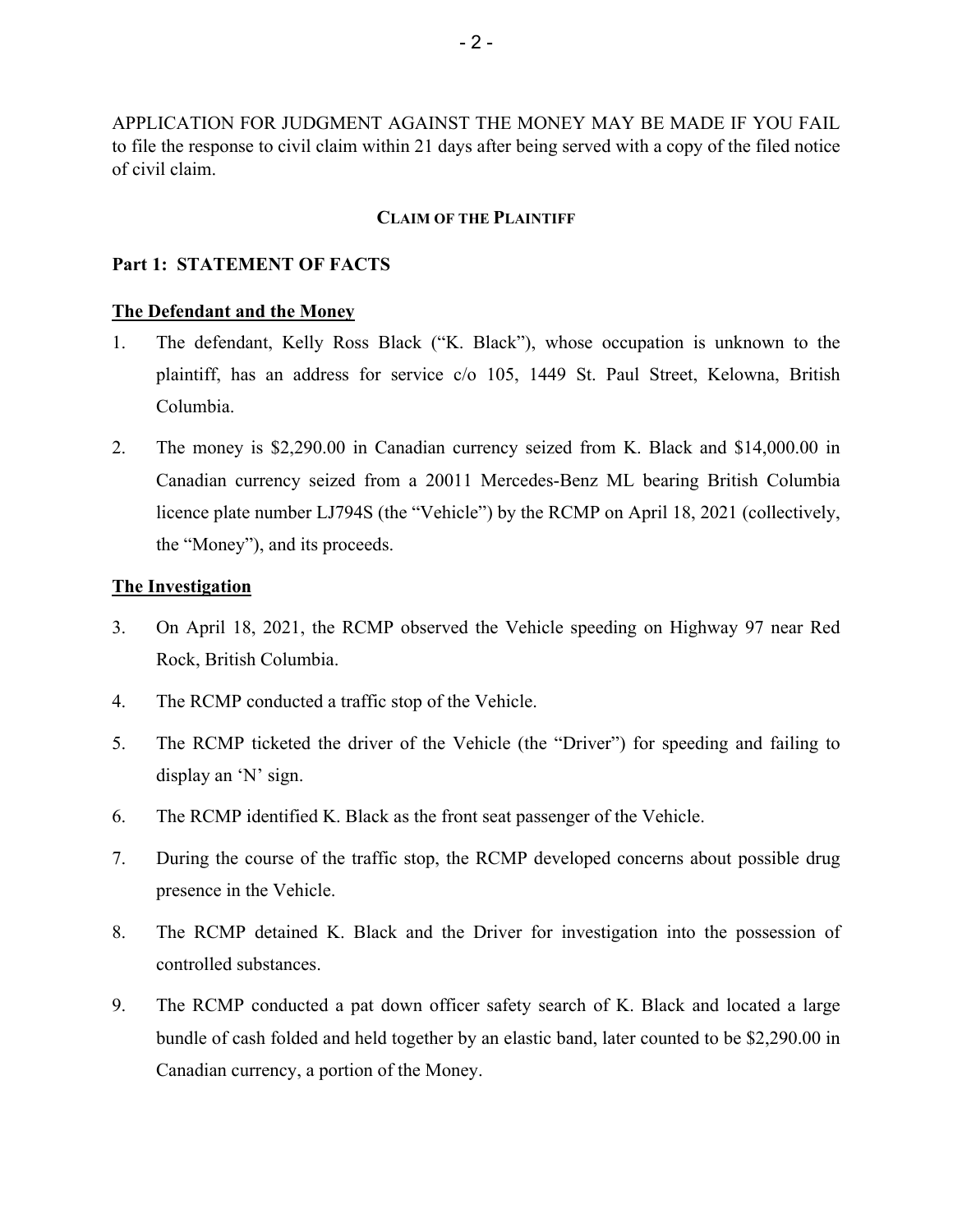APPLICATION FOR JUDGMENT AGAINST THE MONEY MAY BE MADE IF YOU FAIL to file the response to civil claim within 21 days after being served with a copy of the filed notice of civil claim.

## CLAIM OF THE PLAINTIFF

### Part 1: STATEMENT OF FACTS

**The Defendant and the Money**

1. The defendant, Kelly Ross Black ("K. Black"), whose occupation is unknown to the plaintiff, has an address for service c/o 105, 1449 St. Paul Street, Kelowna, British Columbia.

2. The money is $2,290.00 in Canadian currency seized from K. Black and $14,000.00 in Canadian currency seized from a 20011 Mercedes-Benz ML bearing British Columbia licence plate number LJ794S (the "Vehicle") by the RCMP on April 18, 2021 (collectively, the "Money"), and its proceeds.

**The Investigation**

3. On April 18, 2021, the RCMP observed the Vehicle speeding on Highway 97 near Red Rock, British Columbia.

4. The RCMP conducted a traffic stop of the Vehicle.

5. The RCMP ticketed the driver of the Vehicle (the "Driver") for speeding and failing to display an 'N' sign.

6. The RCMP identified K. Black as the front seat passenger of the Vehicle.

7. During the course of the traffic stop, the RCMP developed concerns about possible drug presence in the Vehicle.

8. The RCMP detained K. Black and the Driver for investigation into the possession of controlled substances.

9. The RCMP conducted a pat down officer safety search of K. Black and located a large bundle of cash folded and held together by an elastic band, later counted to be $2,290.00 in Canadian currency, a portion of the Money.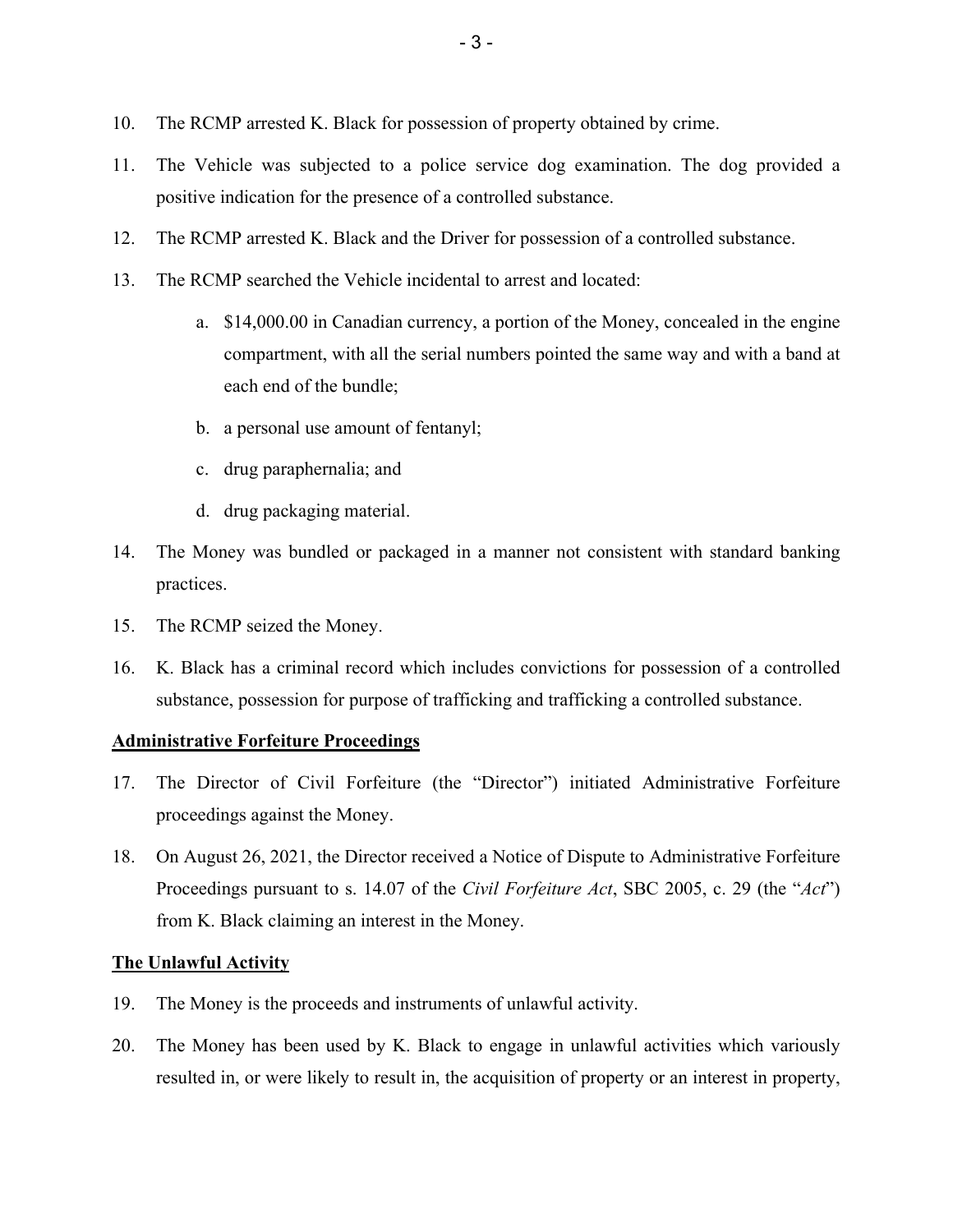10. The RCMP arrested K. Black for possession of property obtained by crime.

11. The Vehicle was subjected to a police service dog examination. The dog provided a positive indication for the presence of a controlled substance.

12. The RCMP arrested K. Black and the Driver for possession of a controlled substance.

13. The RCMP searched the Vehicle incidental to arrest and located:

    a. $14,000.00 in Canadian currency, a portion of the Money, concealed in the engine compartment, with all the serial numbers pointed the same way and with a band at each end of the bundle;

    b. a personal use amount of fentanyl;

    c. drug paraphernalia; and

    d. drug packaging material.

14. The Money was bundled or packaged in a manner not consistent with standard banking practices.

15. The RCMP seized the Money.

16. K. Black has a criminal record which includes convictions for possession of a controlled substance, possession for purpose of trafficking and trafficking a controlled substance.

**<u>Administrative Forfeiture Proceedings</u>**

17. The Director of Civil Forfeiture (the "Director") initiated Administrative Forfeiture proceedings against the Money.

18. On August 26, 2021, the Director received a Notice of Dispute to Administrative Forfeiture Proceedings pursuant to s. 14.07 of the *Civil Forfeiture Act*, SBC 2005, c. 29 (the "*Act*") from K. Black claiming an interest in the Money.

**<u>The Unlawful Activity</u>**

19. The Money is the proceeds and instruments of unlawful activity.

20. The Money has been used by K. Black to engage in unlawful activities which variously resulted in, or were likely to result in, the acquisition of property or an interest in property,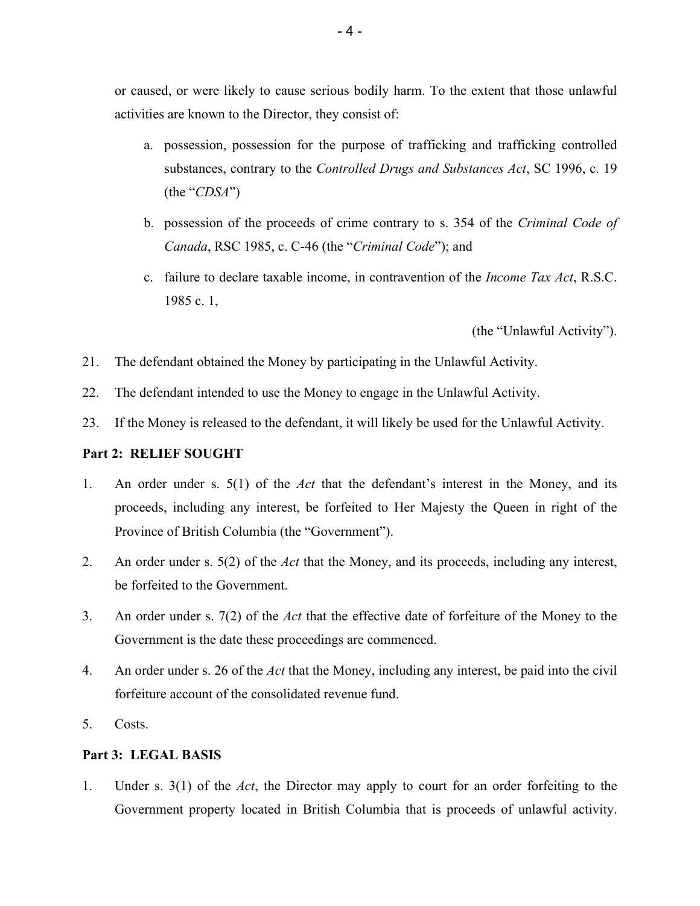or caused, or were likely to cause serious bodily harm. To the extent that those unlawful activities are known to the Director, they consist of:

a. possession, possession for the purpose of trafficking and trafficking controlled substances, contrary to the *Controlled Drugs and Substances Act*, SC 1996, c. 19 (the "*CDSA*")

b. possession of the proceeds of crime contrary to s. 354 of the *Criminal Code of Canada*, RSC 1985, c. C-46 (the "*Criminal Code*"); and

c. failure to declare taxable income, in contravention of the *Income Tax Act*, R.S.C. 1985 c. 1,

(the "Unlawful Activity").

21. The defendant obtained the Money by participating in the Unlawful Activity.

22. The defendant intended to use the Money to engage in the Unlawful Activity.

23. If the Money is released to the defendant, it will likely be used for the Unlawful Activity.

**Part 2: RELIEF SOUGHT**

1. An order under s. 5(1) of the *Act* that the defendant's interest in the Money, and its proceeds, including any interest, be forfeited to Her Majesty the Queen in right of the Province of British Columbia (the "Government").

2. An order under s. 5(2) of the *Act* that the Money, and its proceeds, including any interest, be forfeited to the Government.

3. An order under s. 7(2) of the *Act* that the effective date of forfeiture of the Money to the Government is the date these proceedings are commenced.

4. An order under s. 26 of the *Act* that the Money, including any interest, be paid into the civil forfeiture account of the consolidated revenue fund.

5. Costs.

**Part 3: LEGAL BASIS**

1. Under s. 3(1) of the *Act*, the Director may apply to court for an order forfeiting to the Government property located in British Columbia that is proceeds of unlawful activity.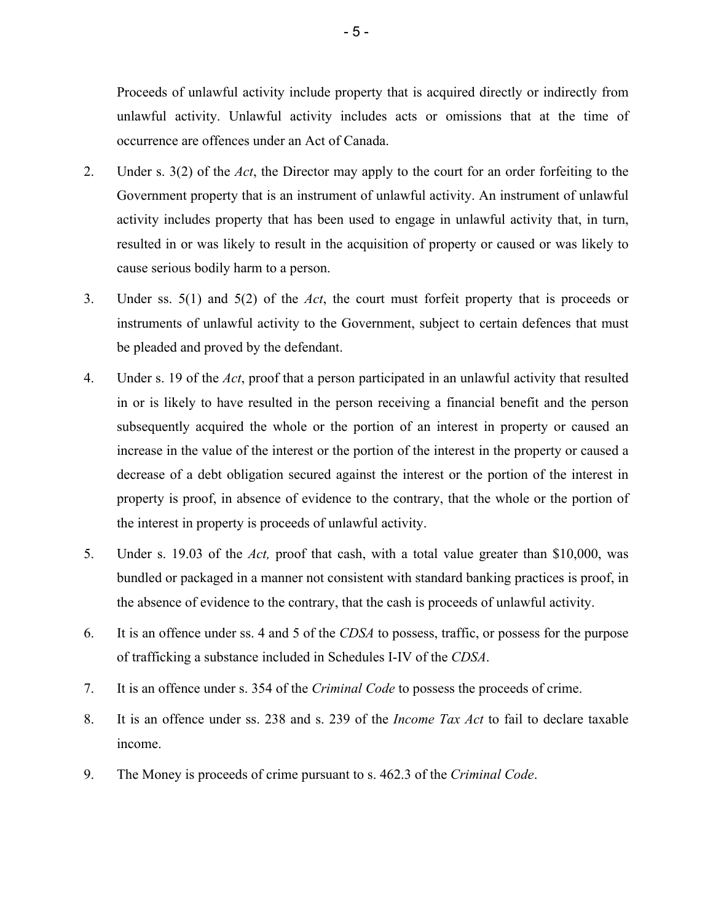Proceeds of unlawful activity include property that is acquired directly or indirectly from unlawful activity. Unlawful activity includes acts or omissions that at the time of occurrence are offences under an Act of Canada.

2. Under s. 3(2) of the *Act*, the Director may apply to the court for an order forfeiting to the Government property that is an instrument of unlawful activity. An instrument of unlawful activity includes property that has been used to engage in unlawful activity that, in turn, resulted in or was likely to result in the acquisition of property or caused or was likely to cause serious bodily harm to a person.

3. Under ss. 5(1) and 5(2) of the *Act*, the court must forfeit property that is proceeds or instruments of unlawful activity to the Government, subject to certain defences that must be pleaded and proved by the defendant.

4. Under s. 19 of the *Act*, proof that a person participated in an unlawful activity that resulted in or is likely to have resulted in the person receiving a financial benefit and the person subsequently acquired the whole or the portion of an interest in property or caused an increase in the value of the interest or the portion of the interest in the property or caused a decrease of a debt obligation secured against the interest or the portion of the interest in property is proof, in absence of evidence to the contrary, that the whole or the portion of the interest in property is proceeds of unlawful activity.

5. Under s. 19.03 of the *Act,* proof that cash, with a total value greater than $10,000, was bundled or packaged in a manner not consistent with standard banking practices is proof, in the absence of evidence to the contrary, that the cash is proceeds of unlawful activity.

6. It is an offence under ss. 4 and 5 of the *CDSA* to possess, traffic, or possess for the purpose of trafficking a substance included in Schedules I-IV of the *CDSA*.

7. It is an offence under s. 354 of the *Criminal Code* to possess the proceeds of crime.

8. It is an offence under ss. 238 and s. 239 of the *Income Tax Act* to fail to declare taxable income.

9. The Money is proceeds of crime pursuant to s. 462.3 of the *Criminal Code*.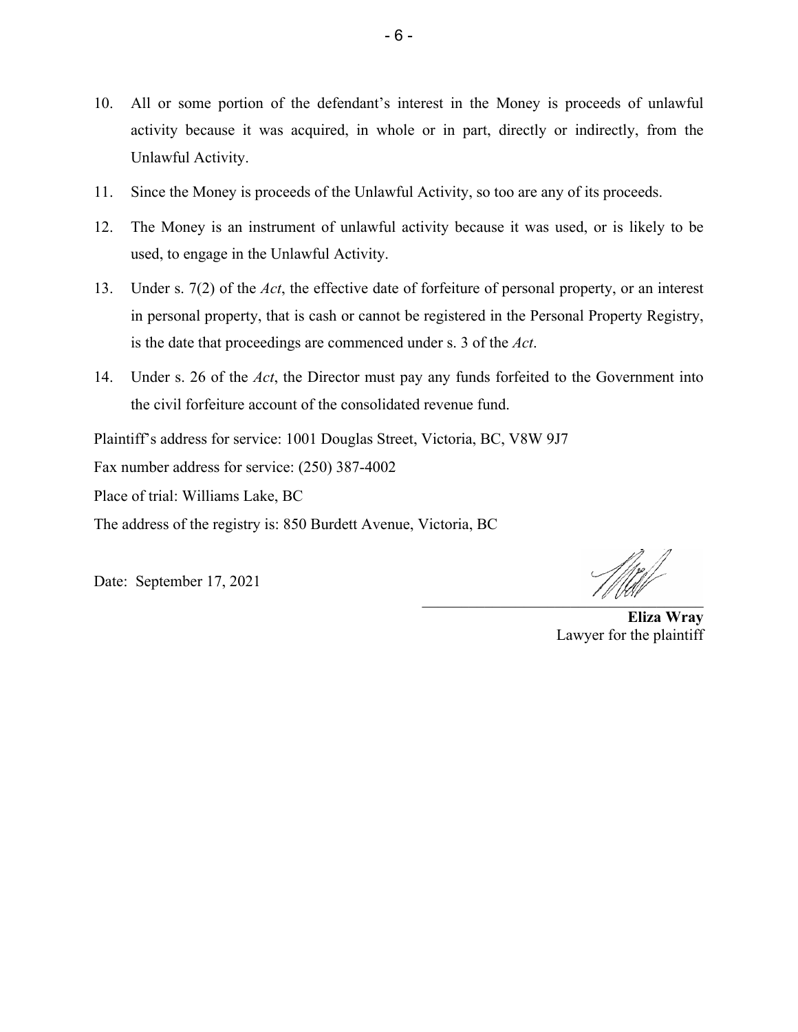10. All or some portion of the defendant's interest in the Money is proceeds of unlawful activity because it was acquired, in whole or in part, directly or indirectly, from the Unlawful Activity.

11. Since the Money is proceeds of the Unlawful Activity, so too are any of its proceeds.

12. The Money is an instrument of unlawful activity because it was used, or is likely to be used, to engage in the Unlawful Activity.

13. Under s. 7(2) of the *Act*, the effective date of forfeiture of personal property, or an interest in personal property, that is cash or cannot be registered in the Personal Property Registry, is the date that proceedings are commenced under s. 3 of the *Act*.

14. Under s. 26 of the *Act*, the Director must pay any funds forfeited to the Government into the civil forfeiture account of the consolidated revenue fund.

Plaintiff's address for service: 1001 Douglas Street, Victoria, BC, V8W 9J7

Fax number address for service: (250) 387-4002

Place of trial: Williams Lake, BC

The address of the registry is: 850 Burdett Avenue, Victoria, BC

Date: September 17, 2021

**Eliza Wray**
Lawyer for the plaintiff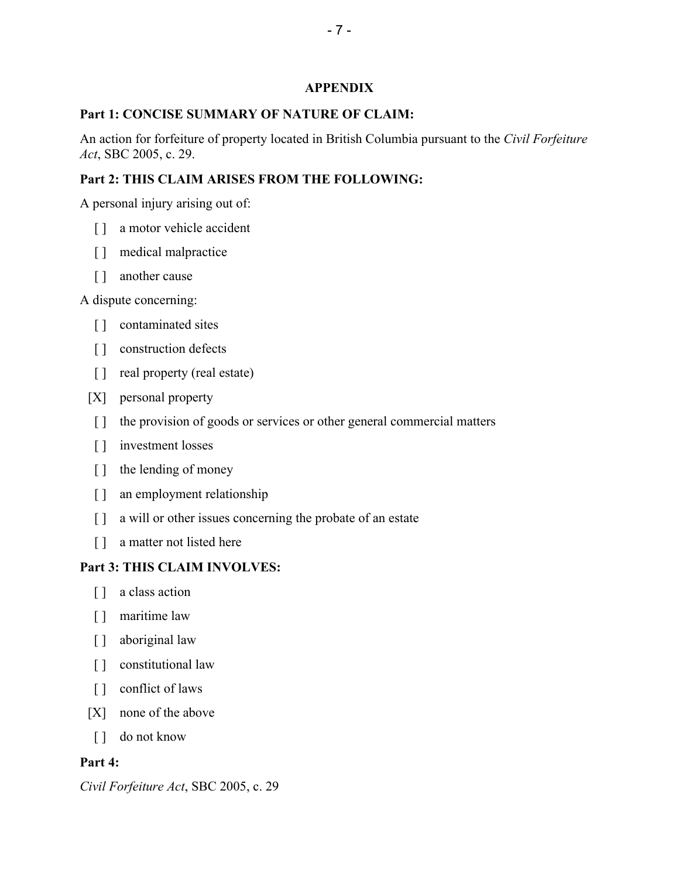# APPENDIX

**Part 1: CONCISE SUMMARY OF NATURE OF CLAIM:**

An action for forfeiture of property located in British Columbia pursuant to the *Civil Forfeiture Act*, SBC 2005, c. 29.

**Part 2: THIS CLAIM ARISES FROM THE FOLLOWING:**

A personal injury arising out of:

- [ ] a motor vehicle accident
- [ ] medical malpractice
- [ ] another cause

A dispute concerning:

- [ ] contaminated sites
- [ ] construction defects
- [ ] real property (real estate)
- [X] personal property
- [ ] the provision of goods or services or other general commercial matters
- [ ] investment losses
- [ ] the lending of money
- [ ] an employment relationship
- [ ] a will or other issues concerning the probate of an estate
- [ ] a matter not listed here

**Part 3: THIS CLAIM INVOLVES:**

- [ ] a class action
- [ ] maritime law
- [ ] aboriginal law
- [ ] constitutional law
- [ ] conflict of laws
- [X] none of the above
- [ ] do not know

**Part 4:**

*Civil Forfeiture Act*, SBC 2005, c. 29